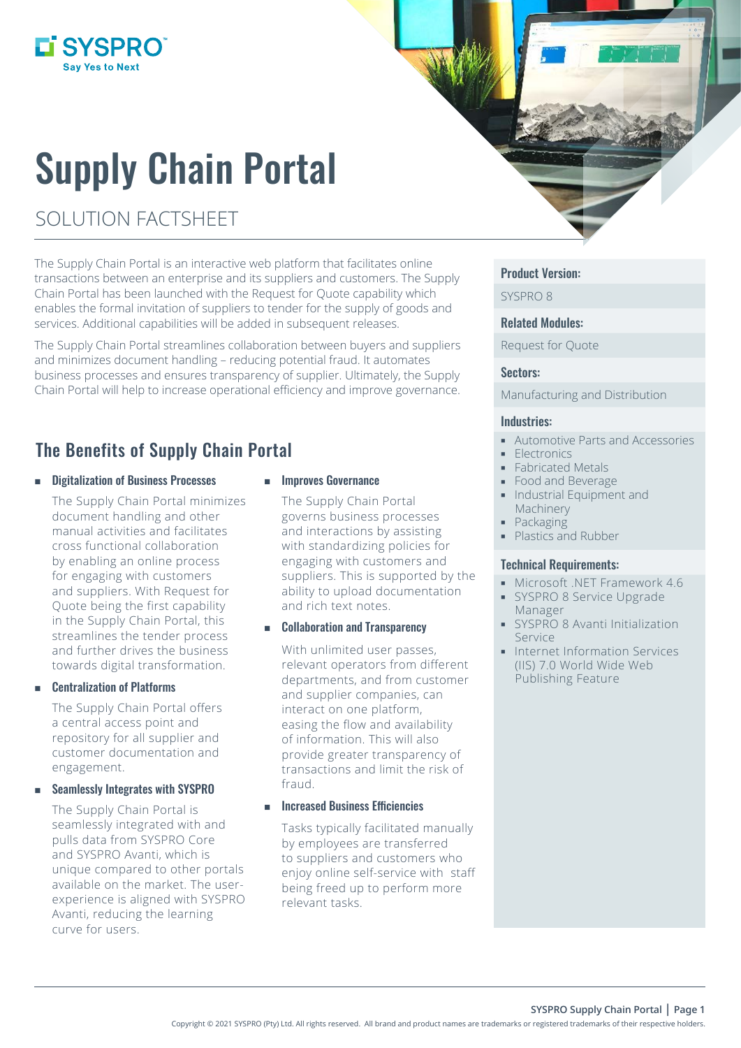# Supply Chain Portal

## SOLUTION FACTSHEET

The Supply Chain Portal is an interactive web platform that facilitates online transactions between an enterprise and its suppliers and customers. The Supply Chain Portal has been launched with the Request for Quote capability which enables the formal invitation of suppliers to tender for the supply of goods and services. Additional capabilities will be added in subsequent releases.

The Supply Chain Portal streamlines collaboration between buyers and suppliers and minimizes document handling – reducing potential fraud. It automates business processes and ensures transparency of supplier. Ultimately, the Supply Chain Portal will help to increase operational efficiency and improve governance.

## The Benefits of Supply Chain Portal

- **Digitalization of Business Processes**

  The Supply Chain Portal minimizes document handling and other manual activities and facilitates cross functional collaboration by enabling an online process for engaging with customers and suppliers. With Request for Quote being the first capability in the Supply Chain Portal, this streamlines the tender process and further drives the business towards digital transformation.

- **Centralization of Platforms**

  The Supply Chain Portal offers a central access point and repository for all supplier and customer documentation and engagement.

- **Seamlessly Integrates with SYSPRO**

  The Supply Chain Portal is seamlessly integrated with and pulls data from SYSPRO Core and SYSPRO Avanti, which is unique compared to other portals available on the market. The user-experience is aligned with SYSPRO Avanti, reducing the learning curve for users.

- **Improves Governance**

  The Supply Chain Portal governs business processes and interactions by assisting with standardizing policies for engaging with customers and suppliers. This is supported by the ability to upload documentation and rich text notes.

- **Collaboration and Transparency**

  With unlimited user passes, relevant operators from different departments, and from customer and supplier companies, can interact on one platform, easing the flow and availability of information. This will also provide greater transparency of transactions and limit the risk of fraud.

- **Increased Business Efficiencies**

  Tasks typically facilitated manually by employees are transferred to suppliers and customers who enjoy online self-service with staff being freed up to perform more relevant tasks.

### Product Version:

SYSPRO 8

### Related Modules:

Request for Quote

### Sectors:

Manufacturing and Distribution

### Industries:

- Automotive Parts and Accessories
- Electronics
- Fabricated Metals
- Food and Beverage
- Industrial Equipment and Machinery
- Packaging
- Plastics and Rubber

### Technical Requirements:

- Microsoft .NET Framework 4.6
- SYSPRO 8 Service Upgrade Manager
- SYSPRO 8 Avanti Initialization Service
- Internet Information Services (IIS) 7.0 World Wide Web Publishing Feature

Copyright © 2021 SYSPRO (Pty) Ltd. All rights reserved. All brand and product names are trademarks or registered trademarks of their respective holders.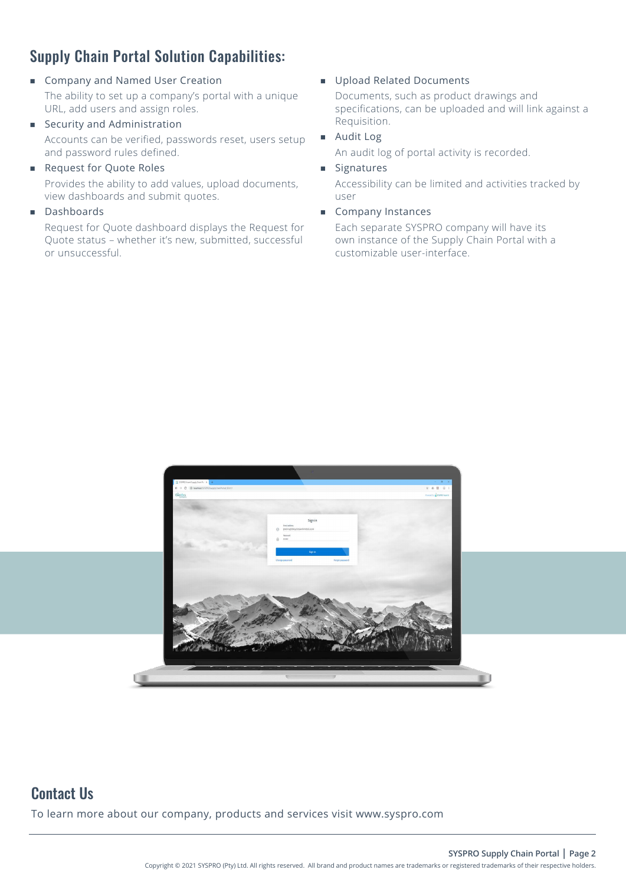## Supply Chain Portal Solution Capabilities:

- Company and Named User Creation

  The ability to set up a company's portal with a unique URL, add users and assign roles.

- Security and Administration

  Accounts can be verified, passwords reset, users setup and password rules defined.

- Request for Quote Roles

  Provides the ability to add values, upload documents, view dashboards and submit quotes.

- Dashboards

  Request for Quote dashboard displays the Request for Quote status – whether it's new, submitted, successful or unsuccessful.

- Upload Related Documents

  Documents, such as product drawings and specifications, can be uploaded and will link against a Requisition.

- Audit Log

  An audit log of portal activity is recorded.

- Signatures

  Accessibility can be limited and activities tracked by user

- Company Instances

  Each separate SYSPRO company will have its own instance of the Supply Chain Portal with a customizable user-interface.

## Contact Us

To learn more about our company, products and services visit www.syspro.com

Copyright © 2021 SYSPRO (Pty) Ltd. All rights reserved. All brand and product names are trademarks or registered trademarks of their respective holders.